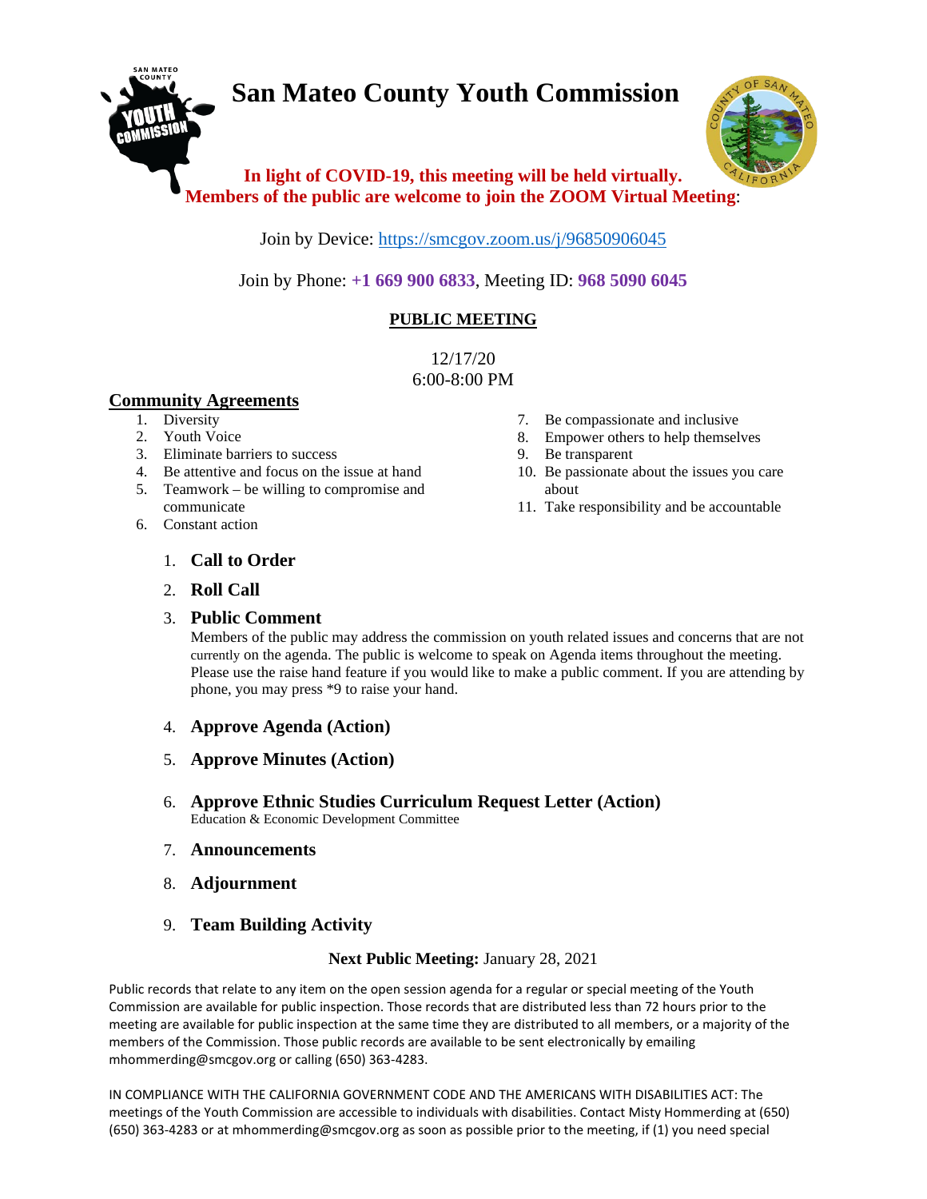# San Mateo County Youth Commission

**In light of COVID-19, this meeting will be held virtually.**
**Members of the public are welcome to join the ZOOM Virtual Meeting**:

Join by Device: https://smcgov.zoom.us/j/96850906045

Join by Phone: **+1 669 900 6833**, Meeting ID: **968 5090 6045**

## PUBLIC MEETING

12/17/20
6:00-8:00 PM

### Community Agreements

1. Diversity
2. Youth Voice
3. Eliminate barriers to success
4. Be attentive and focus on the issue at hand
5. Teamwork – be willing to compromise and communicate
6. Constant action
7. Be compassionate and inclusive
8. Empower others to help themselves
9. Be transparent
10. Be passionate about the issues you care about
11. Take responsibility and be accountable

1. **Call to Order**
2. **Roll Call**
3. **Public Comment**
   Members of the public may address the commission on youth related issues and concerns that are not currently on the agenda. The public is welcome to speak on Agenda items throughout the meeting. Please use the raise hand feature if you would like to make a public comment. If you are attending by phone, you may press *9 to raise your hand.
4. **Approve Agenda (Action)**
5. **Approve Minutes (Action)**
6. **Approve Ethnic Studies Curriculum Request Letter (Action)**
   Education & Economic Development Committee
7. **Announcements**
8. **Adjournment**
9. **Team Building Activity**

**Next Public Meeting:** January 28, 2021

Public records that relate to any item on the open session agenda for a regular or special meeting of the Youth Commission are available for public inspection. Those records that are distributed less than 72 hours prior to the meeting are available for public inspection at the same time they are distributed to all members, or a majority of the members of the Commission. Those public records are available to be sent electronically by emailing mhommerding@smcgov.org or calling (650) 363-4283.

IN COMPLIANCE WITH THE CALIFORNIA GOVERNMENT CODE AND THE AMERICANS WITH DISABILITIES ACT: The meetings of the Youth Commission are accessible to individuals with disabilities. Contact Misty Hommerding at (650) (650) 363-4283 or at mhommerding@smcgov.org as soon as possible prior to the meeting, if (1) you need special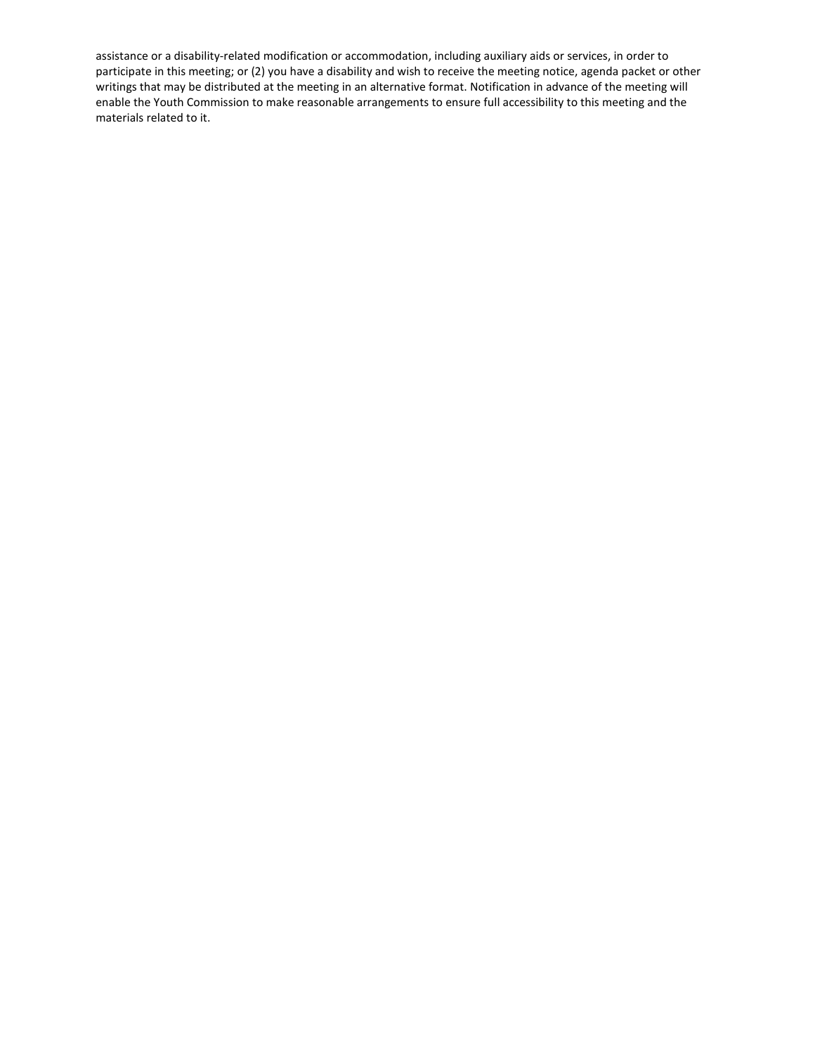assistance or a disability-related modification or accommodation, including auxiliary aids or services, in order to participate in this meeting; or (2) you have a disability and wish to receive the meeting notice, agenda packet or other writings that may be distributed at the meeting in an alternative format. Notification in advance of the meeting will enable the Youth Commission to make reasonable arrangements to ensure full accessibility to this meeting and the materials related to it.